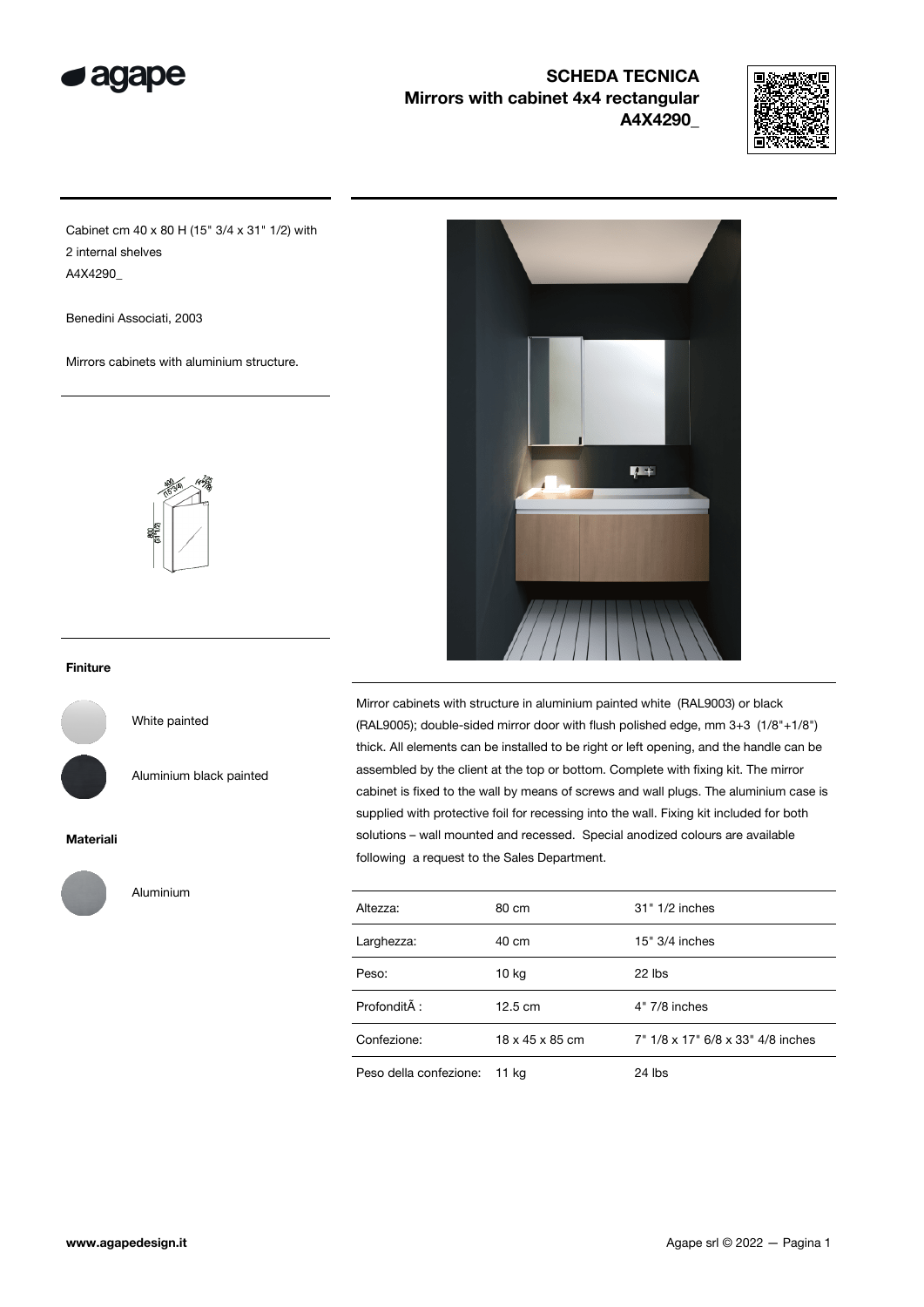# SCHEDA TECNICA
## Mirrors with cabinet 4x4 rectangular
## A4X4290_

Cabinet cm 40 x 80 H (15" 3/4 x 31" 1/2) with 2 internal shelves
A4X4290_

Benedini Associati, 2003

Mirrors cabinets with aluminium structure.

### Finiture

White painted

Aluminium black painted

### Materiali

Aluminium

Mirror cabinets with structure in aluminium painted white (RAL9003) or black (RAL9005); double-sided mirror door with flush polished edge, mm 3+3 (1/8"+1/8") thick. All elements can be installed to be right or left opening, and the handle can be assembled by the client at the top or bottom. Complete with fixing kit. The mirror cabinet is fixed to the wall by means of screws and wall plugs. The aluminium case is supplied with protective foil for recessing into the wall. Fixing kit included for both solutions – wall mounted and recessed. Special anodized colours are available following a request to the Sales Department.

| | | |
|---|---|---|
| Altezza: | 80 cm | 31" 1/2 inches |
| Larghezza: | 40 cm | 15" 3/4 inches |
| Peso: | 10 kg | 22 lbs |
| ProfonditÃ : | 12.5 cm | 4" 7/8 inches |
| Confezione: | 18 x 45 x 85 cm | 7" 1/8 x 17" 6/8 x 33" 4/8 inches |
| Peso della confezione: | 11 kg | 24 lbs |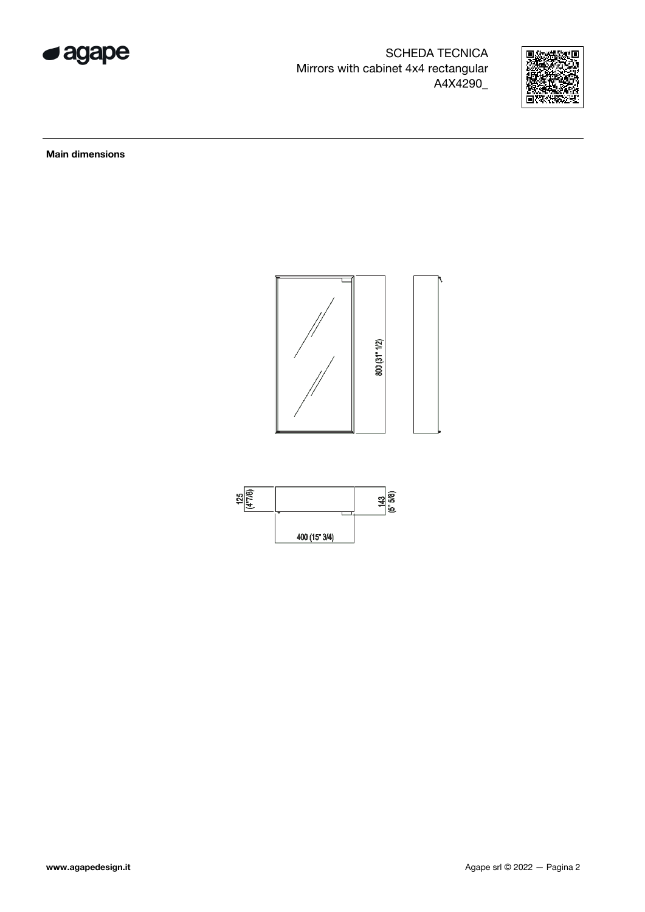SCHEDA TECNICA
Mirrors with cabinet 4x4 rectangular
A4X4290_

**Main dimensions**

800 (31" 1/2)

125 (4"7/8)

143 (5" 5/8)

400 (15" 3/4)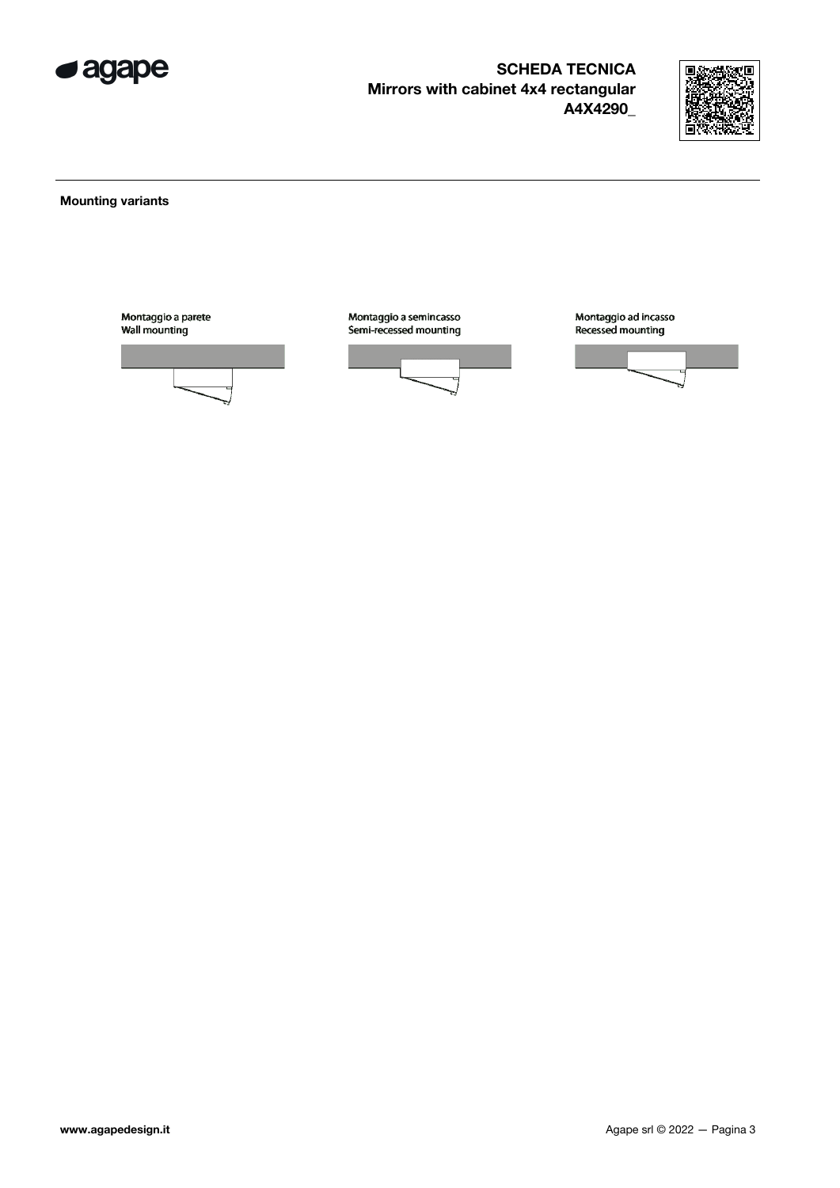# SCHEDA TECNICA
**Mirrors with cabinet 4x4 rectangular**
**A4X4290_**

## Mounting variants

Montaggio a parete
Wall mounting

Montaggio a semincasso
Semi-recessed mounting

Montaggio ad incasso
Recessed mounting